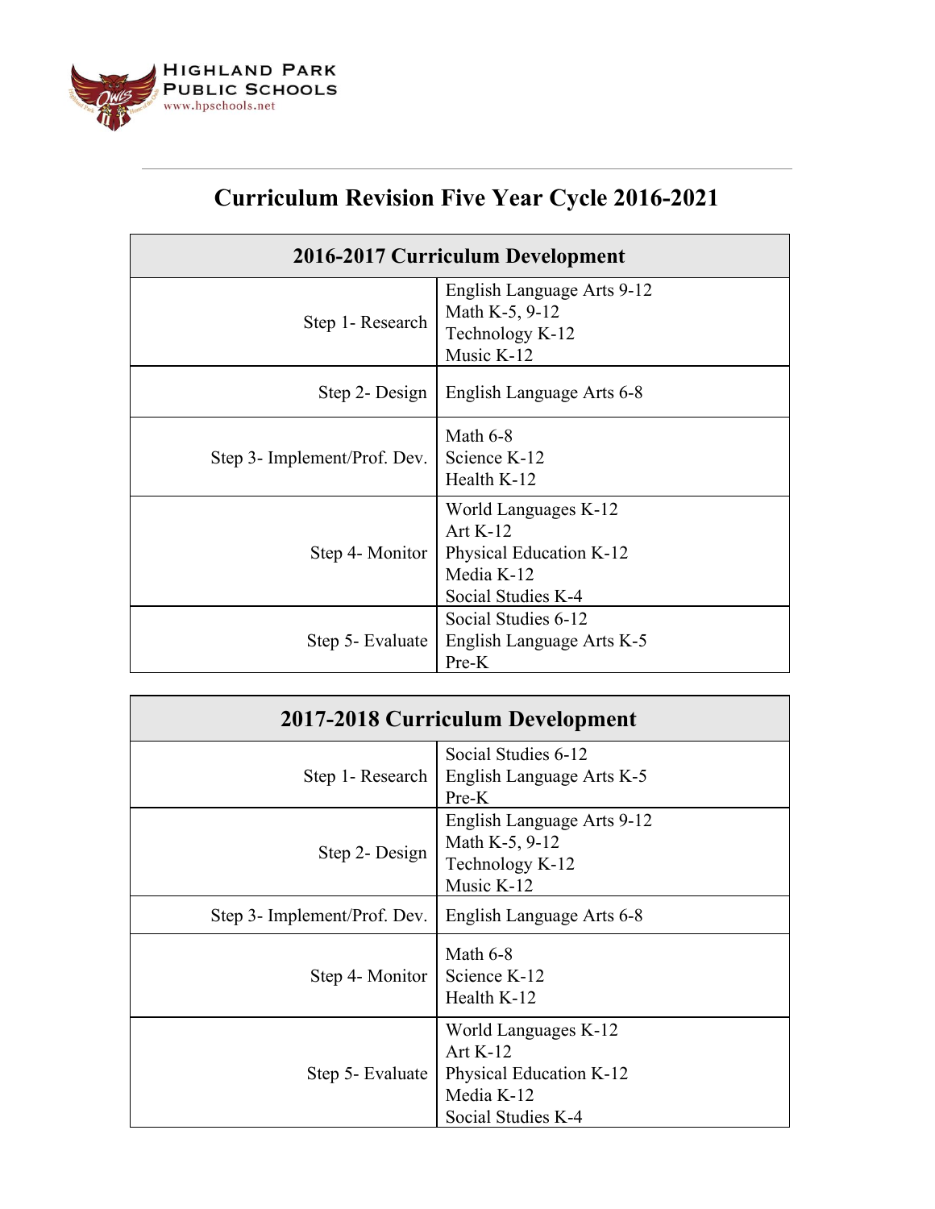Highland Park Public Schools
www.hpschools.net

# Curriculum Revision Five Year Cycle 2016-2021

| 2016-2017 Curriculum Development | |
|---|---|
| Step 1- Research | English Language Arts 9-12<br>Math K-5, 9-12<br>Technology K-12<br>Music K-12 |
| Step 2- Design | English Language Arts 6-8 |
| Step 3- Implement/Prof. Dev. | Math 6-8<br>Science K-12<br>Health K-12 |
| Step 4- Monitor | World Languages K-12<br>Art K-12<br>Physical Education K-12<br>Media K-12<br>Social Studies K-4 |
| Step 5- Evaluate | Social Studies 6-12<br>English Language Arts K-5<br>Pre-K |

| 2017-2018 Curriculum Development | |
|---|---|
| Step 1- Research | Social Studies 6-12<br>English Language Arts K-5<br>Pre-K |
| Step 2- Design | English Language Arts 9-12<br>Math K-5, 9-12<br>Technology K-12<br>Music K-12 |
| Step 3- Implement/Prof. Dev. | English Language Arts 6-8 |
| Step 4- Monitor | Math 6-8<br>Science K-12<br>Health K-12 |
| Step 5- Evaluate | World Languages K-12<br>Art K-12<br>Physical Education K-12<br>Media K-12<br>Social Studies K-4 |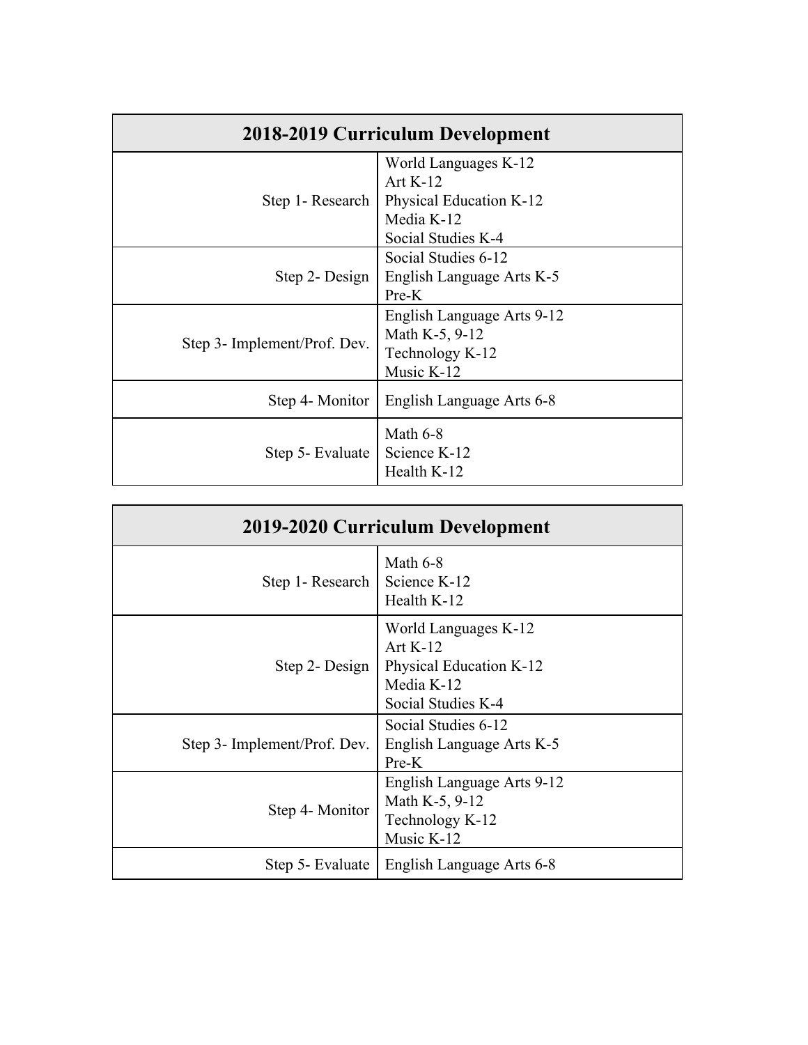| 2018-2019 Curriculum Development | |
|---|---|
| Step 1- Research | World Languages K-12<br>Art K-12<br>Physical Education K-12<br>Media K-12<br>Social Studies K-4 |
| Step 2- Design | Social Studies 6-12<br>English Language Arts K-5<br>Pre-K |
| Step 3- Implement/Prof. Dev. | English Language Arts 9-12<br>Math K-5, 9-12<br>Technology K-12<br>Music K-12 |
| Step 4- Monitor | English Language Arts 6-8 |
| Step 5- Evaluate | Math 6-8<br>Science K-12<br>Health K-12 |

| 2019-2020 Curriculum Development | |
|---|---|
| Step 1- Research | Math 6-8<br>Science K-12<br>Health K-12 |
| Step 2- Design | World Languages K-12<br>Art K-12<br>Physical Education K-12<br>Media K-12<br>Social Studies K-4 |
| Step 3- Implement/Prof. Dev. | Social Studies 6-12<br>English Language Arts K-5<br>Pre-K |
| Step 4- Monitor | English Language Arts 9-12<br>Math K-5, 9-12<br>Technology K-12<br>Music K-12 |
| Step 5- Evaluate | English Language Arts 6-8 |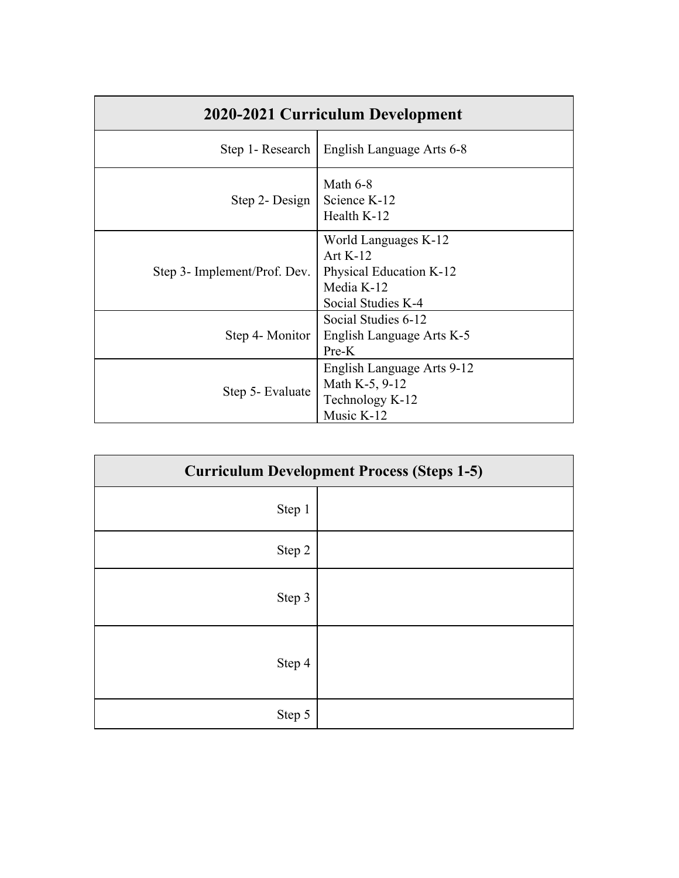| 2020-2021 Curriculum Development | |
|---|---|
| Step 1- Research | English Language Arts 6-8 |
| Step 2- Design | Math 6-8<br>Science K-12<br>Health K-12 |
| Step 3- Implement/Prof. Dev. | World Languages K-12<br>Art K-12<br>Physical Education K-12<br>Media K-12<br>Social Studies K-4 |
| Step 4- Monitor | Social Studies 6-12<br>English Language Arts K-5<br>Pre-K |
| Step 5- Evaluate | English Language Arts 9-12<br>Math K-5, 9-12<br>Technology K-12<br>Music K-12 |

| Curriculum Development Process (Steps 1-5) | |
|---|---|
| Step 1 | |
| Step 2 | |
| Step 3 | |
| Step 4 | |
| Step 5 | |